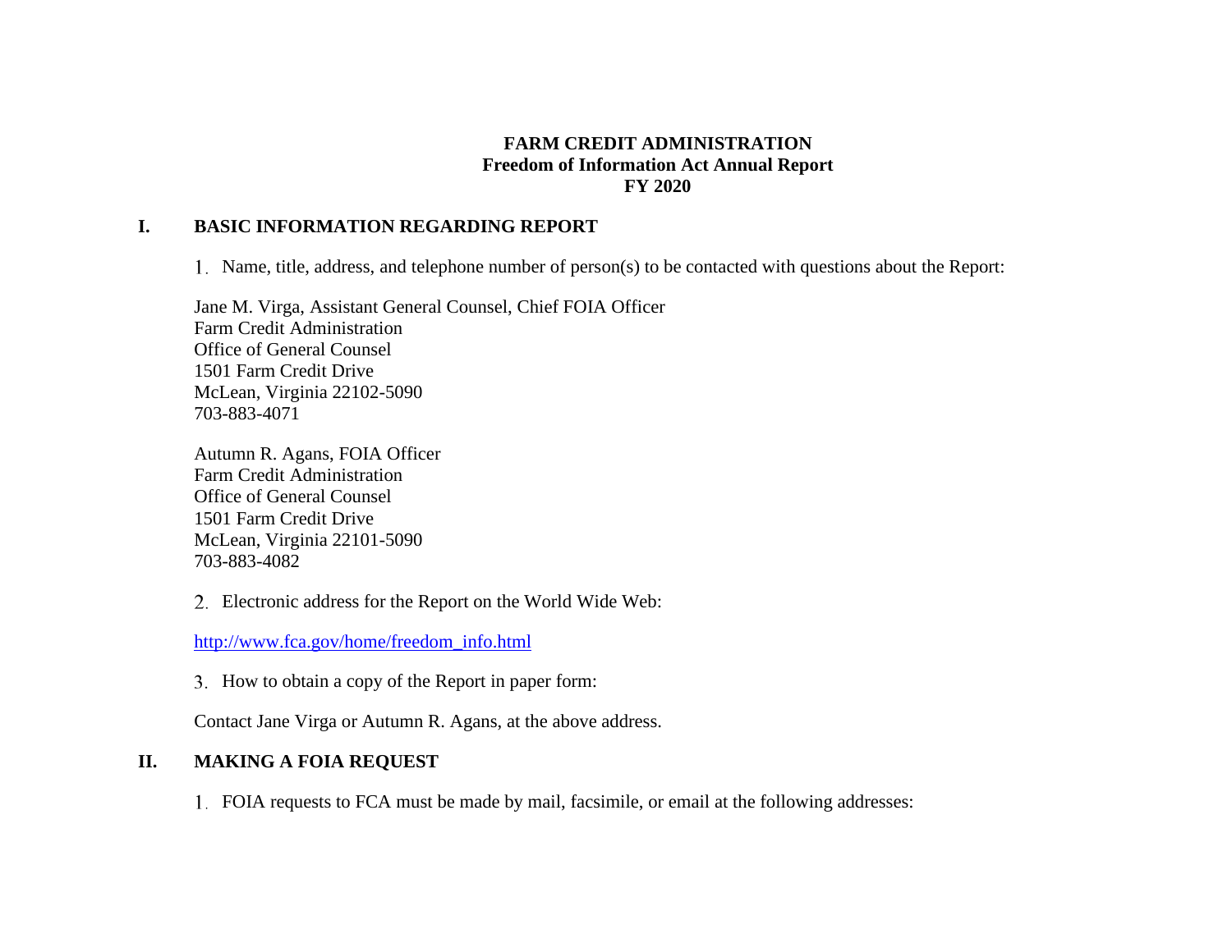**FARM CREDIT ADMINISTRATION**
**Freedom of Information Act Annual Report**
**FY 2020**

## I. BASIC INFORMATION REGARDING REPORT

1. Name, title, address, and telephone number of person(s) to be contacted with questions about the Report:

Jane M. Virga, Assistant General Counsel, Chief FOIA Officer
Farm Credit Administration
Office of General Counsel
1501 Farm Credit Drive
McLean, Virginia 22102-5090
703-883-4071

Autumn R. Agans, FOIA Officer
Farm Credit Administration
Office of General Counsel
1501 Farm Credit Drive
McLean, Virginia 22101-5090
703-883-4082

2. Electronic address for the Report on the World Wide Web:

http://www.fca.gov/home/freedom_info.html

3. How to obtain a copy of the Report in paper form:

Contact Jane Virga or Autumn R. Agans, at the above address.

## II. MAKING A FOIA REQUEST

1. FOIA requests to FCA must be made by mail, facsimile, or email at the following addresses: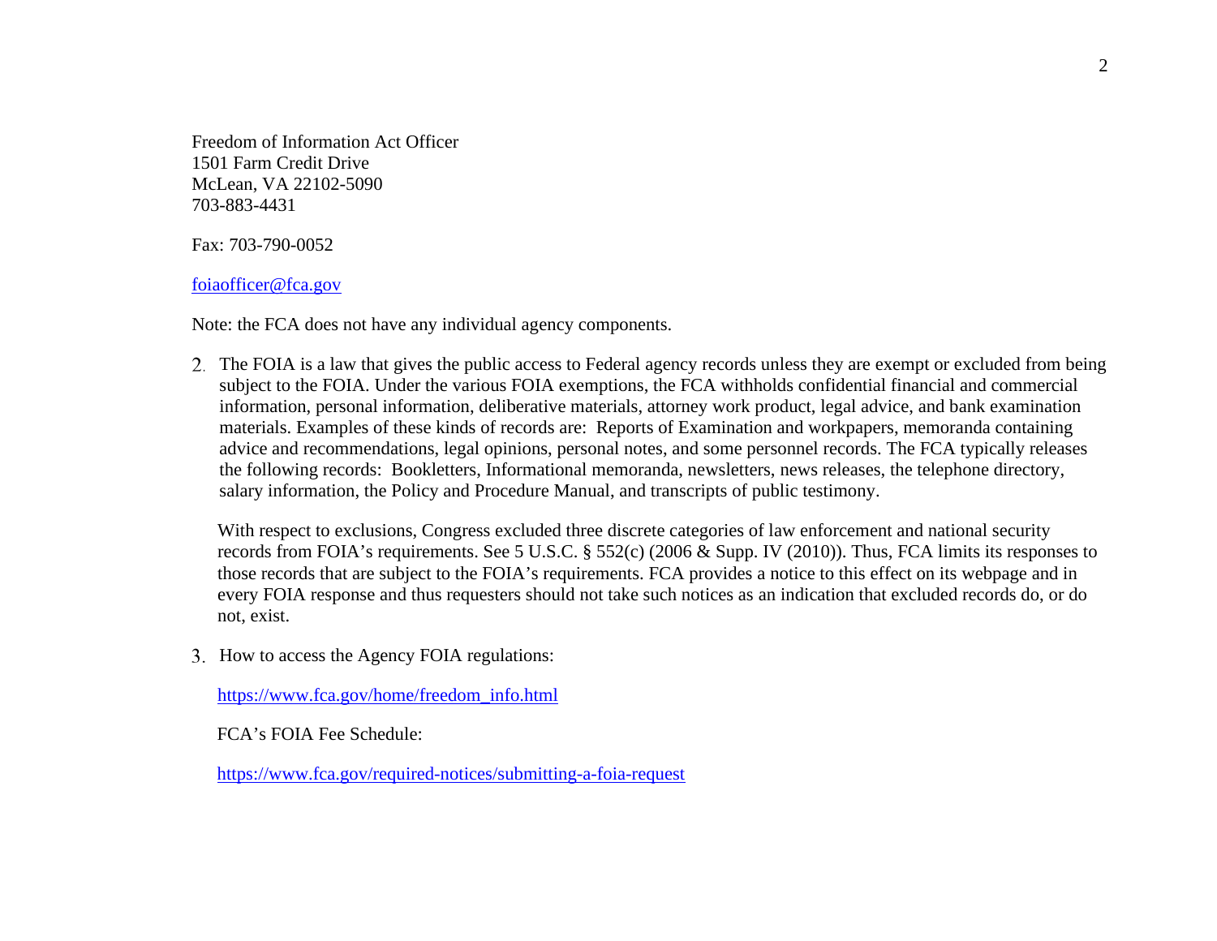Freedom of Information Act Officer
1501 Farm Credit Drive
McLean, VA 22102-5090
703-883-4431

Fax: 703-790-0052

foiaofficer@fca.gov

Note: the FCA does not have any individual agency components.

2. The FOIA is a law that gives the public access to Federal agency records unless they are exempt or excluded from being subject to the FOIA. Under the various FOIA exemptions, the FCA withholds confidential financial and commercial information, personal information, deliberative materials, attorney work product, legal advice, and bank examination materials. Examples of these kinds of records are: Reports of Examination and workpapers, memoranda containing advice and recommendations, legal opinions, personal notes, and some personnel records. The FCA typically releases the following records: Bookletters, Informational memoranda, newsletters, news releases, the telephone directory, salary information, the Policy and Procedure Manual, and transcripts of public testimony.

   With respect to exclusions, Congress excluded three discrete categories of law enforcement and national security records from FOIA's requirements. See 5 U.S.C. § 552(c) (2006 & Supp. IV (2010)). Thus, FCA limits its responses to those records that are subject to the FOIA's requirements. FCA provides a notice to this effect on its webpage and in every FOIA response and thus requesters should not take such notices as an indication that excluded records do, or do not, exist.

3. How to access the Agency FOIA regulations:

   https://www.fca.gov/home/freedom_info.html

   FCA's FOIA Fee Schedule:

   https://www.fca.gov/required-notices/submitting-a-foia-request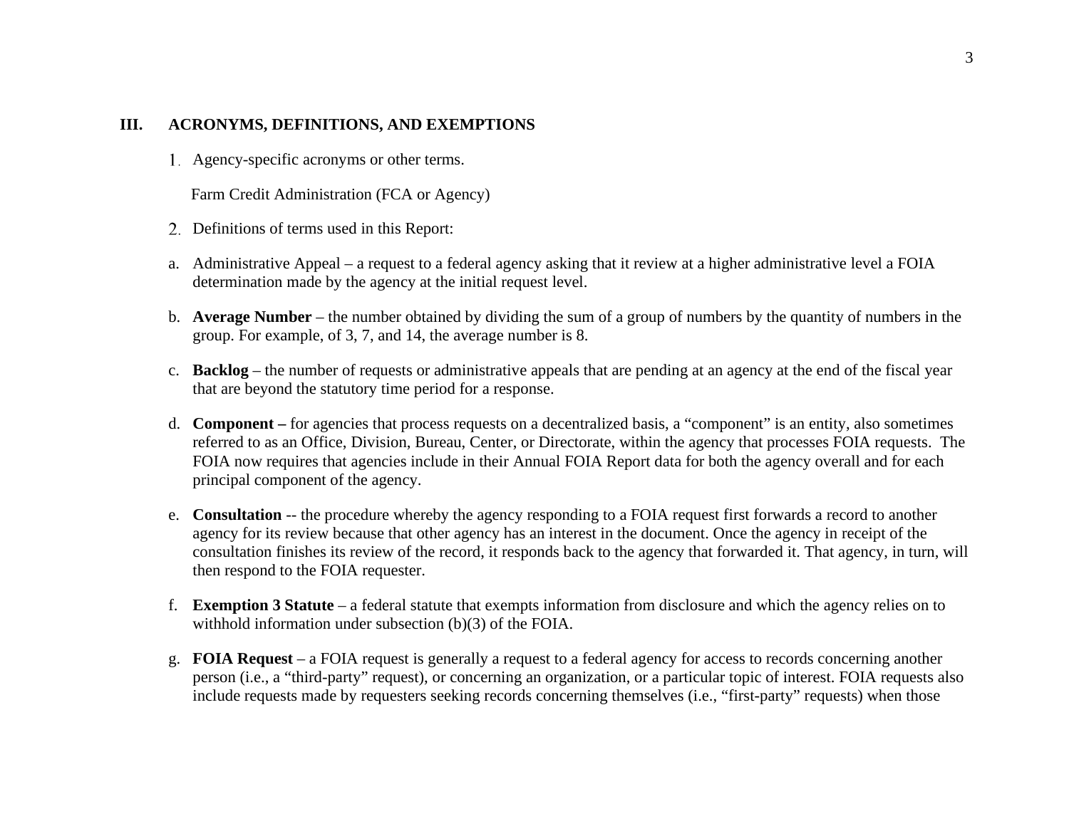## III. ACRONYMS, DEFINITIONS, AND EXEMPTIONS

1. Agency-specific acronyms or other terms.

   Farm Credit Administration (FCA or Agency)

2. Definitions of terms used in this Report:

a. Administrative Appeal – a request to a federal agency asking that it review at a higher administrative level a FOIA determination made by the agency at the initial request level.

b. **Average Number** – the number obtained by dividing the sum of a group of numbers by the quantity of numbers in the group. For example, of 3, 7, and 14, the average number is 8.

c. **Backlog** – the number of requests or administrative appeals that are pending at an agency at the end of the fiscal year that are beyond the statutory time period for a response.

d. **Component –** for agencies that process requests on a decentralized basis, a "component" is an entity, also sometimes referred to as an Office, Division, Bureau, Center, or Directorate, within the agency that processes FOIA requests. The FOIA now requires that agencies include in their Annual FOIA Report data for both the agency overall and for each principal component of the agency.

e. **Consultation** -- the procedure whereby the agency responding to a FOIA request first forwards a record to another agency for its review because that other agency has an interest in the document. Once the agency in receipt of the consultation finishes its review of the record, it responds back to the agency that forwarded it. That agency, in turn, will then respond to the FOIA requester.

f. **Exemption 3 Statute** – a federal statute that exempts information from disclosure and which the agency relies on to withhold information under subsection (b)(3) of the FOIA.

g. **FOIA Request** – a FOIA request is generally a request to a federal agency for access to records concerning another person (i.e., a "third-party" request), or concerning an organization, or a particular topic of interest. FOIA requests also include requests made by requesters seeking records concerning themselves (i.e., "first-party" requests) when those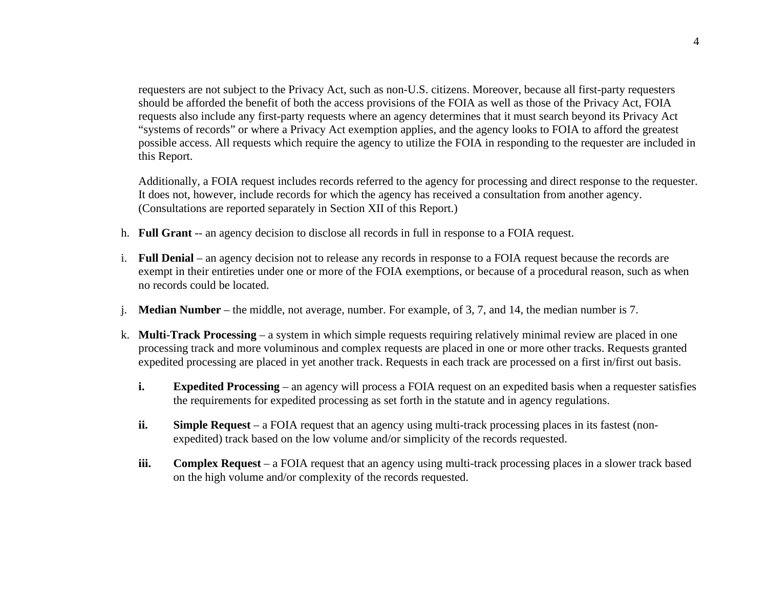requesters are not subject to the Privacy Act, such as non-U.S. citizens. Moreover, because all first-party requesters should be afforded the benefit of both the access provisions of the FOIA as well as those of the Privacy Act, FOIA requests also include any first-party requests where an agency determines that it must search beyond its Privacy Act "systems of records" or where a Privacy Act exemption applies, and the agency looks to FOIA to afford the greatest possible access. All requests which require the agency to utilize the FOIA in responding to the requester are included in this Report.

Additionally, a FOIA request includes records referred to the agency for processing and direct response to the requester. It does not, however, include records for which the agency has received a consultation from another agency. (Consultations are reported separately in Section XII of this Report.)

h. **Full Grant** -- an agency decision to disclose all records in full in response to a FOIA request.

i. **Full Denial** – an agency decision not to release any records in response to a FOIA request because the records are exempt in their entireties under one or more of the FOIA exemptions, or because of a procedural reason, such as when no records could be located.

j. **Median Number** – the middle, not average, number. For example, of 3, 7, and 14, the median number is 7.

k. **Multi-Track Processing** – a system in which simple requests requiring relatively minimal review are placed in one processing track and more voluminous and complex requests are placed in one or more other tracks. Requests granted expedited processing are placed in yet another track. Requests in each track are processed on a first in/first out basis.

   **i.** **Expedited Processing** – an agency will process a FOIA request on an expedited basis when a requester satisfies the requirements for expedited processing as set forth in the statute and in agency regulations.

   **ii.** **Simple Request** – a FOIA request that an agency using multi-track processing places in its fastest (non-expedited) track based on the low volume and/or simplicity of the records requested.

   **iii.** **Complex Request** – a FOIA request that an agency using multi-track processing places in a slower track based on the high volume and/or complexity of the records requested.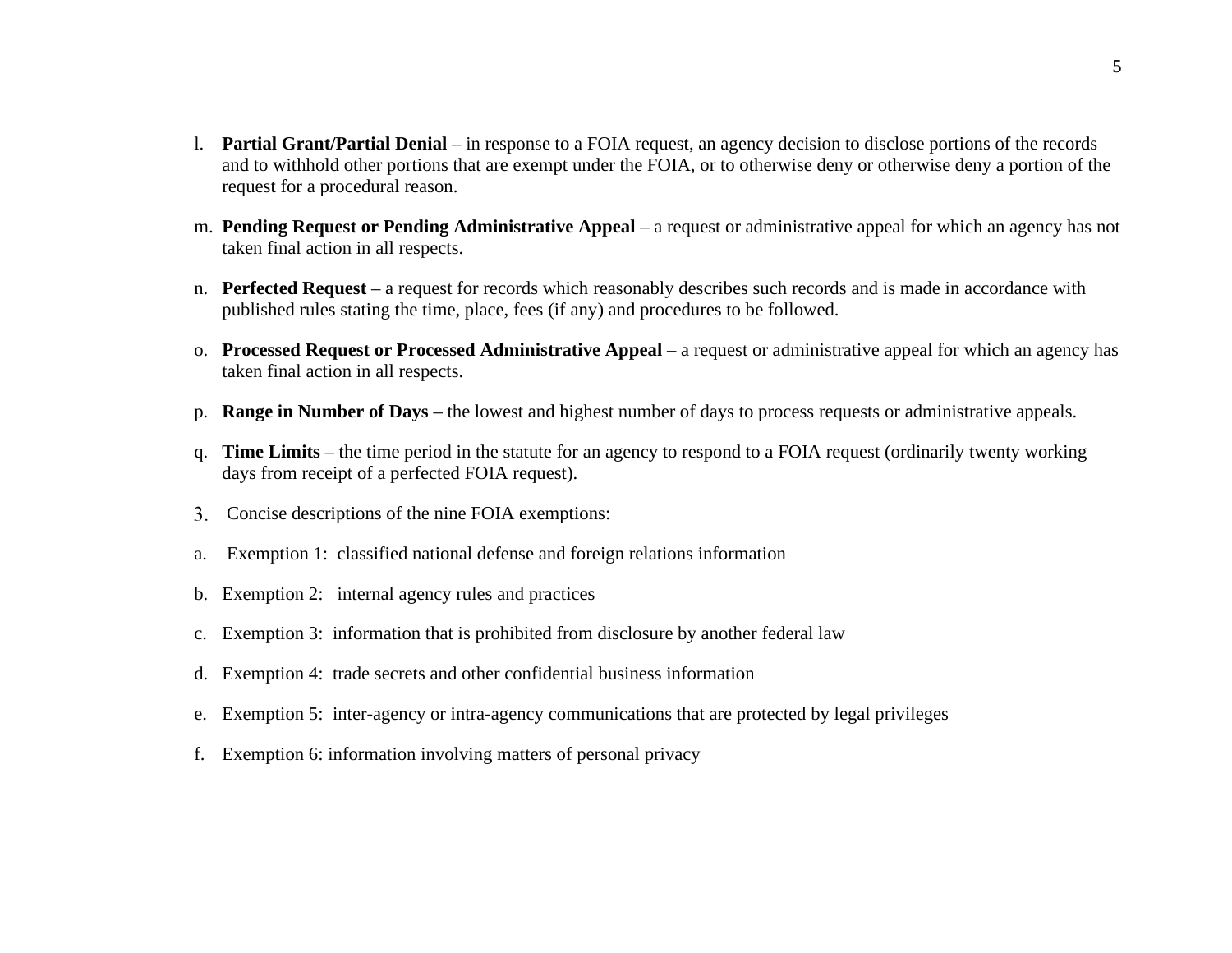l. **Partial Grant/Partial Denial** – in response to a FOIA request, an agency decision to disclose portions of the records and to withhold other portions that are exempt under the FOIA, or to otherwise deny or otherwise deny a portion of the request for a procedural reason.

m. **Pending Request or Pending Administrative Appeal** – a request or administrative appeal for which an agency has not taken final action in all respects.

n. **Perfected Request** – a request for records which reasonably describes such records and is made in accordance with published rules stating the time, place, fees (if any) and procedures to be followed.

o. **Processed Request or Processed Administrative Appeal** – a request or administrative appeal for which an agency has taken final action in all respects.

p. **Range in Number of Days** – the lowest and highest number of days to process requests or administrative appeals.

q. **Time Limits** – the time period in the statute for an agency to respond to a FOIA request (ordinarily twenty working days from receipt of a perfected FOIA request).

3. Concise descriptions of the nine FOIA exemptions:

a. Exemption 1: classified national defense and foreign relations information

b. Exemption 2: internal agency rules and practices

c. Exemption 3: information that is prohibited from disclosure by another federal law

d. Exemption 4: trade secrets and other confidential business information

e. Exemption 5: inter-agency or intra-agency communications that are protected by legal privileges

f. Exemption 6: information involving matters of personal privacy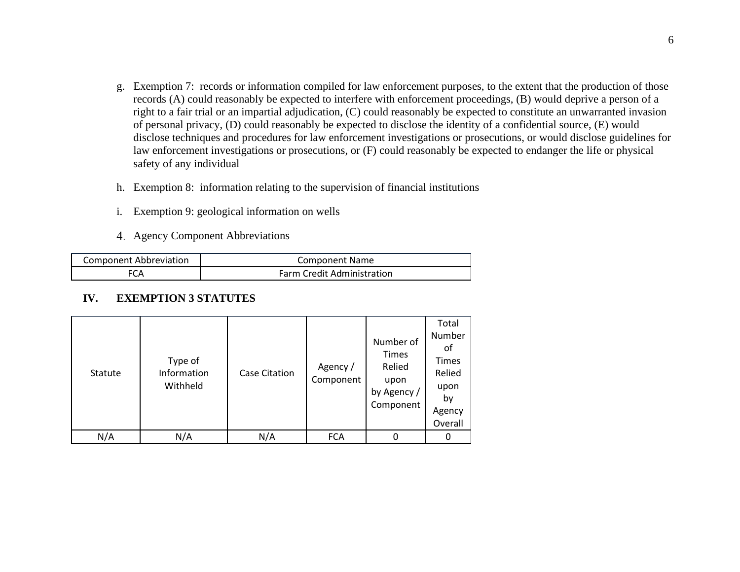g. Exemption 7: records or information compiled for law enforcement purposes, to the extent that the production of those records (A) could reasonably be expected to interfere with enforcement proceedings, (B) would deprive a person of a right to a fair trial or an impartial adjudication, (C) could reasonably be expected to constitute an unwarranted invasion of personal privacy, (D) could reasonably be expected to disclose the identity of a confidential source, (E) would disclose techniques and procedures for law enforcement investigations or prosecutions, or would disclose guidelines for law enforcement investigations or prosecutions, or (F) could reasonably be expected to endanger the life or physical safety of any individual

h. Exemption 8: information relating to the supervision of financial institutions

i. Exemption 9: geological information on wells

4. Agency Component Abbreviations

| Component Abbreviation | Component Name |
|---|---|
| FCA | Farm Credit Administration |

## IV. EXEMPTION 3 STATUTES

| Statute | Type of Information Withheld | Case Citation | Agency / Component | Number of Times Relied upon by Agency / Component | Total Number of Times Relied upon by Agency Overall |
|---|---|---|---|---|---|
| N/A | N/A | N/A | FCA | 0 | 0 |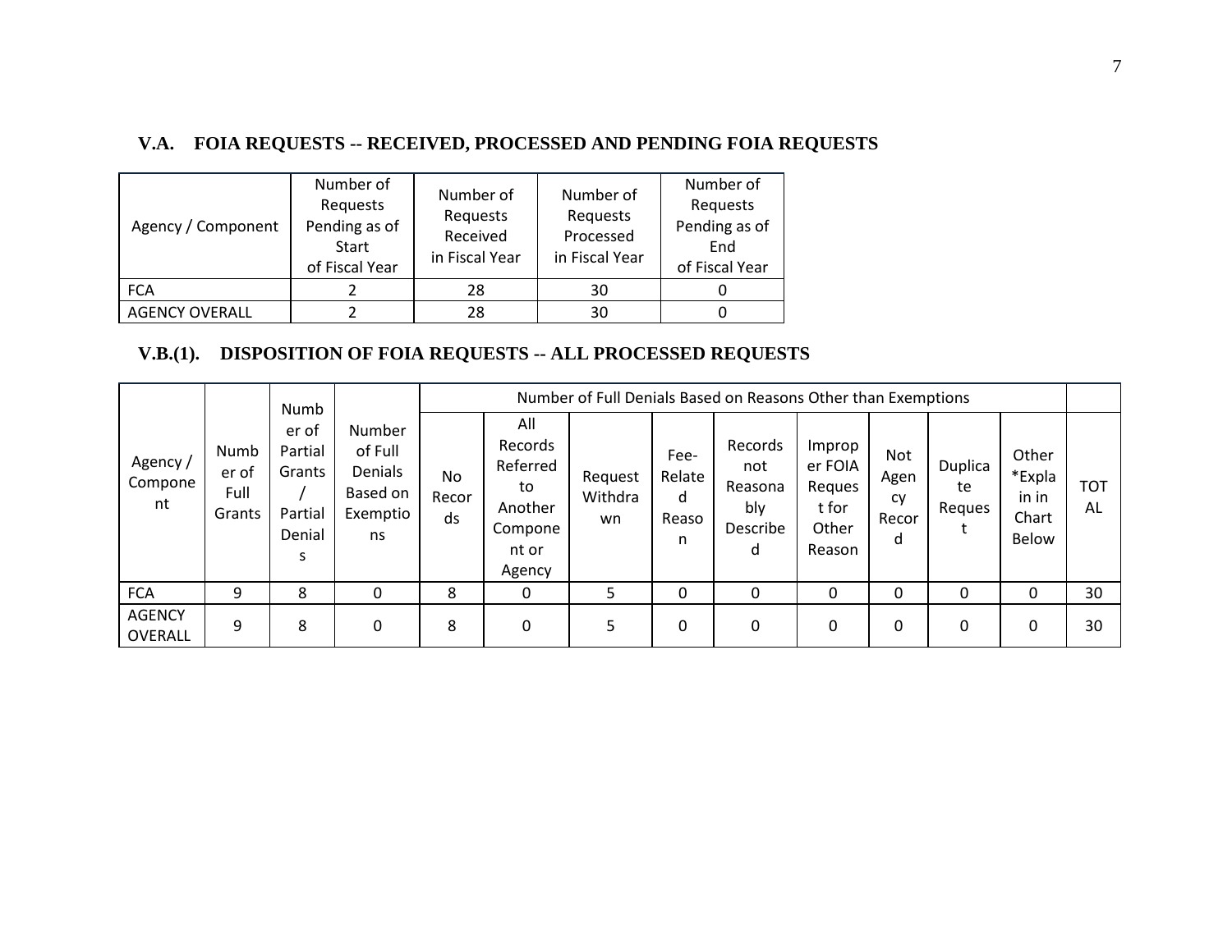### V.A. FOIA REQUESTS -- RECEIVED, PROCESSED AND PENDING FOIA REQUESTS

| Agency / Component | Number of Requests Pending as of Start of Fiscal Year | Number of Requests Received in Fiscal Year | Number of Requests Processed in Fiscal Year | Number of Requests Pending as of End of Fiscal Year |
|---|---|---|---|---|
| FCA | 2 | 28 | 30 | 0 |
| AGENCY OVERALL | 2 | 28 | 30 | 0 |

### V.B.(1). DISPOSITION OF FOIA REQUESTS -- ALL PROCESSED REQUESTS

| Agency / Component | Number of Full Grants | Number of Partial Grants / Partial Denials | Number of Full Denials Based on Exemptions | Number of Full Denials Based on Reasons Other than Exemptions | | | | | | | | | |
|---|---|---|---|---|---|---|---|---|---|---|---|---|---|
| | | | | No Records | All Records Referred to Another Component or Agency | Request Withdrawn | Fee-Related Reason | Records not Reasonably Described | Improper FOIA Request for Other Reason | Not Agency Record | Duplicate Request | Other *Explain in Chart Below | TOTAL |
| FCA | 9 | 8 | 0 | 8 | 0 | 5 | 0 | 0 | 0 | 0 | 0 | 0 | 30 |
| AGENCY OVERALL | 9 | 8 | 0 | 8 | 0 | 5 | 0 | 0 | 0 | 0 | 0 | 0 | 30 |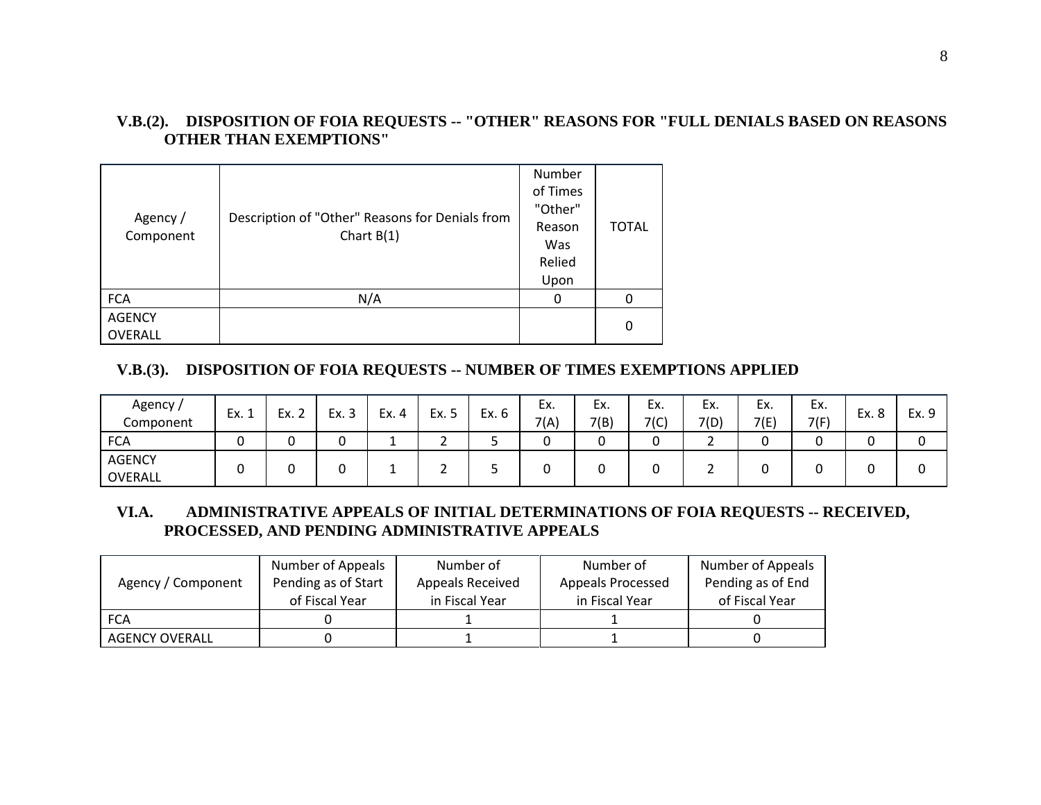### V.B.(2). DISPOSITION OF FOIA REQUESTS -- "OTHER" REASONS FOR "FULL DENIALS BASED ON REASONS OTHER THAN EXEMPTIONS"

| Agency / Component | Description of "Other" Reasons for Denials from Chart B(1) | Number of Times "Other" Reason Was Relied Upon | TOTAL |
|---|---|---|---|
| FCA | N/A | 0 | 0 |
| AGENCY OVERALL | | | 0 |

### V.B.(3). DISPOSITION OF FOIA REQUESTS -- NUMBER OF TIMES EXEMPTIONS APPLIED

| Agency / Component | Ex. 1 | Ex. 2 | Ex. 3 | Ex. 4 | Ex. 5 | Ex. 6 | Ex. 7(A) | Ex. 7(B) | Ex. 7(C) | Ex. 7(D) | Ex. 7(E) | Ex. 7(F) | Ex. 8 | Ex. 9 |
|---|---|---|---|---|---|---|---|---|---|---|---|---|---|---|
| FCA | 0 | 0 | 0 | 1 | 2 | 5 | 0 | 0 | 0 | 2 | 0 | 0 | 0 | 0 |
| AGENCY OVERALL | 0 | 0 | 0 | 1 | 2 | 5 | 0 | 0 | 0 | 2 | 0 | 0 | 0 | 0 |

### VI.A. ADMINISTRATIVE APPEALS OF INITIAL DETERMINATIONS OF FOIA REQUESTS -- RECEIVED, PROCESSED, AND PENDING ADMINISTRATIVE APPEALS

| Agency / Component | Number of Appeals Pending as of Start of Fiscal Year | Number of Appeals Received in Fiscal Year | Number of Appeals Processed in Fiscal Year | Number of Appeals Pending as of End of Fiscal Year |
|---|---|---|---|---|
| FCA | 0 | 1 | 1 | 0 |
| AGENCY OVERALL | 0 | 1 | 1 | 0 |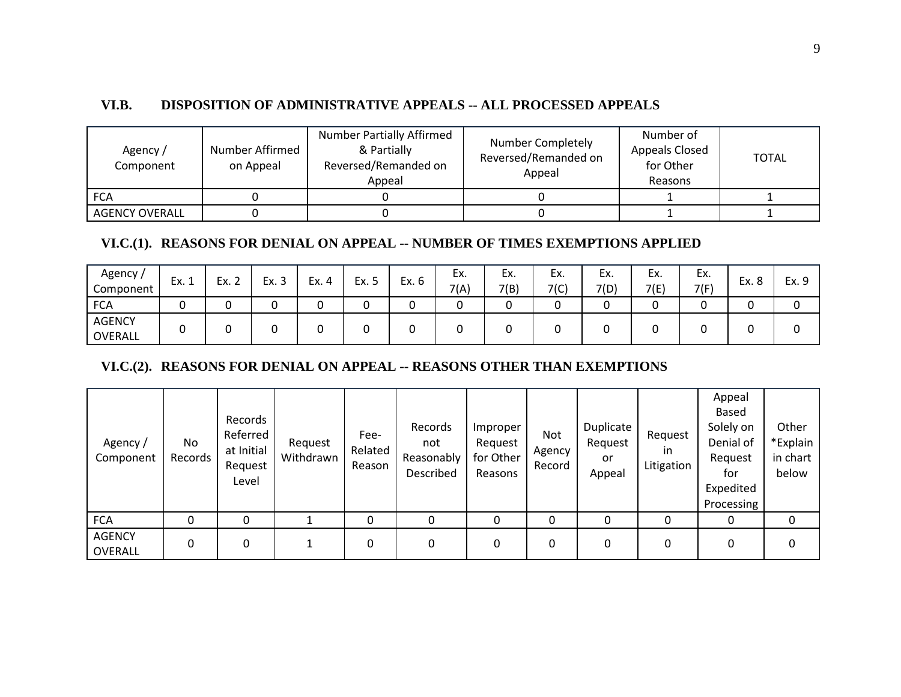### VI.B. DISPOSITION OF ADMINISTRATIVE APPEALS -- ALL PROCESSED APPEALS

| Agency / Component | Number Affirmed on Appeal | Number Partially Affirmed & Partially Reversed/Remanded on Appeal | Number Completely Reversed/Remanded on Appeal | Number of Appeals Closed for Other Reasons | TOTAL |
|---|---|---|---|---|---|
| FCA | 0 | 0 | 0 | 1 | 1 |
| AGENCY OVERALL | 0 | 0 | 0 | 1 | 1 |

### VI.C.(1). REASONS FOR DENIAL ON APPEAL -- NUMBER OF TIMES EXEMPTIONS APPLIED

| Agency / Component | Ex. 1 | Ex. 2 | Ex. 3 | Ex. 4 | Ex. 5 | Ex. 6 | Ex. 7(A) | Ex. 7(B) | Ex. 7(C) | Ex. 7(D) | Ex. 7(E) | Ex. 7(F) | Ex. 8 | Ex. 9 |
|---|---|---|---|---|---|---|---|---|---|---|---|---|---|---|
| FCA | 0 | 0 | 0 | 0 | 0 | 0 | 0 | 0 | 0 | 0 | 0 | 0 | 0 | 0 |
| AGENCY OVERALL | 0 | 0 | 0 | 0 | 0 | 0 | 0 | 0 | 0 | 0 | 0 | 0 | 0 | 0 |

### VI.C.(2). REASONS FOR DENIAL ON APPEAL -- REASONS OTHER THAN EXEMPTIONS

| Agency / Component | No Records | Records Referred at Initial Request Level | Request Withdrawn | Fee-Related Reason | Records not Reasonably Described | Improper Request for Other Reasons | Not Agency Record | Duplicate Request or Appeal | Request in Litigation | Appeal Based Solely on Denial of Request for Expedited Processing | Other *Explain in chart below |
|---|---|---|---|---|---|---|---|---|---|---|---|
| FCA | 0 | 0 | 1 | 0 | 0 | 0 | 0 | 0 | 0 | 0 | 0 |
| AGENCY OVERALL | 0 | 0 | 1 | 0 | 0 | 0 | 0 | 0 | 0 | 0 | 0 |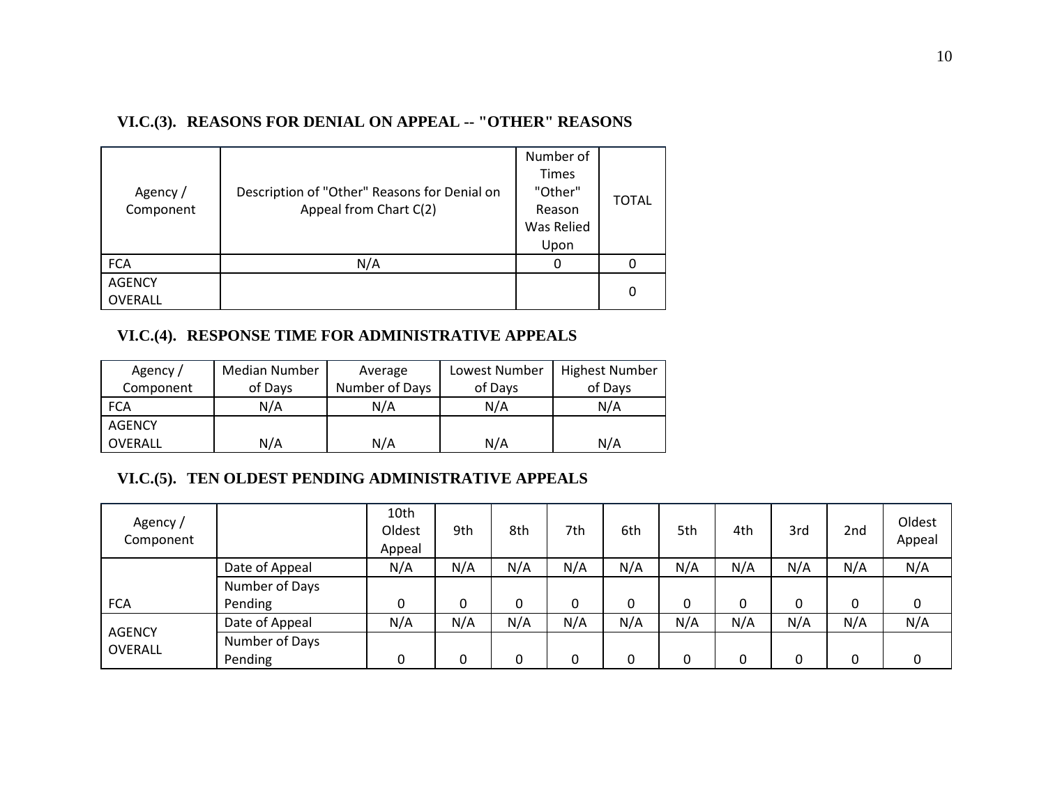### VI.C.(3). REASONS FOR DENIAL ON APPEAL -- "OTHER" REASONS

| Agency / Component | Description of "Other" Reasons for Denial on Appeal from Chart C(2) | Number of Times "Other" Reason Was Relied Upon | TOTAL |
|---|---|---|---|
| FCA | N/A | 0 | 0 |
| AGENCY OVERALL | | | 0 |

### VI.C.(4). RESPONSE TIME FOR ADMINISTRATIVE APPEALS

| Agency / Component | Median Number of Days | Average Number of Days | Lowest Number of Days | Highest Number of Days |
|---|---|---|---|---|
| FCA | N/A | N/A | N/A | N/A |
| AGENCY OVERALL | N/A | N/A | N/A | N/A |

### VI.C.(5). TEN OLDEST PENDING ADMINISTRATIVE APPEALS

| Agency / Component | | 10th Oldest Appeal | 9th | 8th | 7th | 6th | 5th | 4th | 3rd | 2nd | Oldest Appeal |
|---|---|---|---|---|---|---|---|---|---|---|---|
| FCA | Date of Appeal | N/A | N/A | N/A | N/A | N/A | N/A | N/A | N/A | N/A | N/A |
| | Number of Days Pending | 0 | 0 | 0 | 0 | 0 | 0 | 0 | 0 | 0 | 0 |
| AGENCY OVERALL | Date of Appeal | N/A | N/A | N/A | N/A | N/A | N/A | N/A | N/A | N/A | N/A |
| | Number of Days Pending | 0 | 0 | 0 | 0 | 0 | 0 | 0 | 0 | 0 | 0 |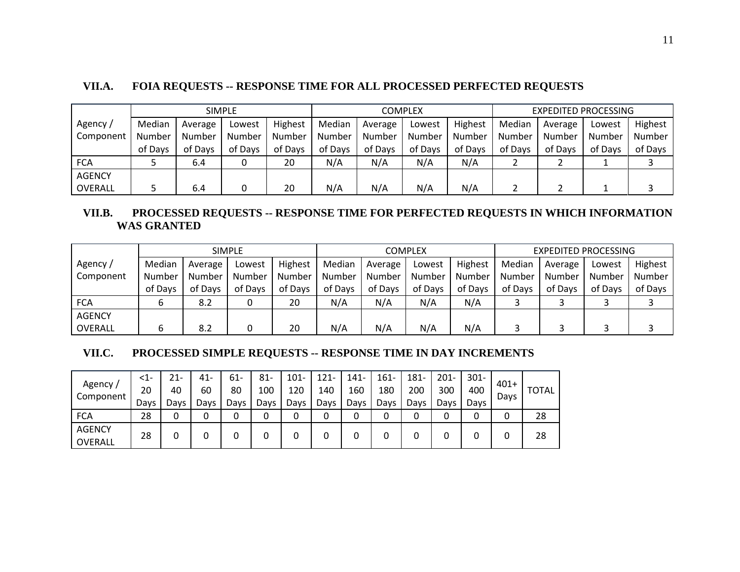### VII.A. FOIA REQUESTS -- RESPONSE TIME FOR ALL PROCESSED PERFECTED REQUESTS

| Agency / Component | SIMPLE | | | | COMPLEX | | | | EXPEDITED PROCESSING | | | |
|---|---|---|---|---|---|---|---|---|---|---|---|---|
| | Median Number of Days | Average Number of Days | Lowest Number of Days | Highest Number of Days | Median Number of Days | Average Number of Days | Lowest Number of Days | Highest Number of Days | Median Number of Days | Average Number of Days | Lowest Number of Days | Highest Number of Days |
| FCA | 5 | 6.4 | 0 | 20 | N/A | N/A | N/A | N/A | 2 | 2 | 1 | 3 |
| AGENCY OVERALL | 5 | 6.4 | 0 | 20 | N/A | N/A | N/A | N/A | 2 | 2 | 1 | 3 |

### VII.B. PROCESSED REQUESTS -- RESPONSE TIME FOR PERFECTED REQUESTS IN WHICH INFORMATION WAS GRANTED

| Agency / Component | SIMPLE | | | | COMPLEX | | | | EXPEDITED PROCESSING | | | |
|---|---|---|---|---|---|---|---|---|---|---|---|---|
| | Median Number of Days | Average Number of Days | Lowest Number of Days | Highest Number of Days | Median Number of Days | Average Number of Days | Lowest Number of Days | Highest Number of Days | Median Number of Days | Average Number of Days | Lowest Number of Days | Highest Number of Days |
| FCA | 6 | 8.2 | 0 | 20 | N/A | N/A | N/A | N/A | 3 | 3 | 3 | 3 |
| AGENCY OVERALL | 6 | 8.2 | 0 | 20 | N/A | N/A | N/A | N/A | 3 | 3 | 3 | 3 |

### VII.C. PROCESSED SIMPLE REQUESTS -- RESPONSE TIME IN DAY INCREMENTS

| Agency / Component | <1-20 Days | 21-40 Days | 41-60 Days | 61-80 Days | 81-100 Days | 101-120 Days | 121-140 Days | 141-160 Days | 161-180 Days | 181-200 Days | 201-300 Days | 301-400 Days | 401+ Days | TOTAL |
|---|---|---|---|---|---|---|---|---|---|---|---|---|---|---|
| FCA | 28 | 0 | 0 | 0 | 0 | 0 | 0 | 0 | 0 | 0 | 0 | 0 | 0 | 28 |
| AGENCY OVERALL | 28 | 0 | 0 | 0 | 0 | 0 | 0 | 0 | 0 | 0 | 0 | 0 | 0 | 28 |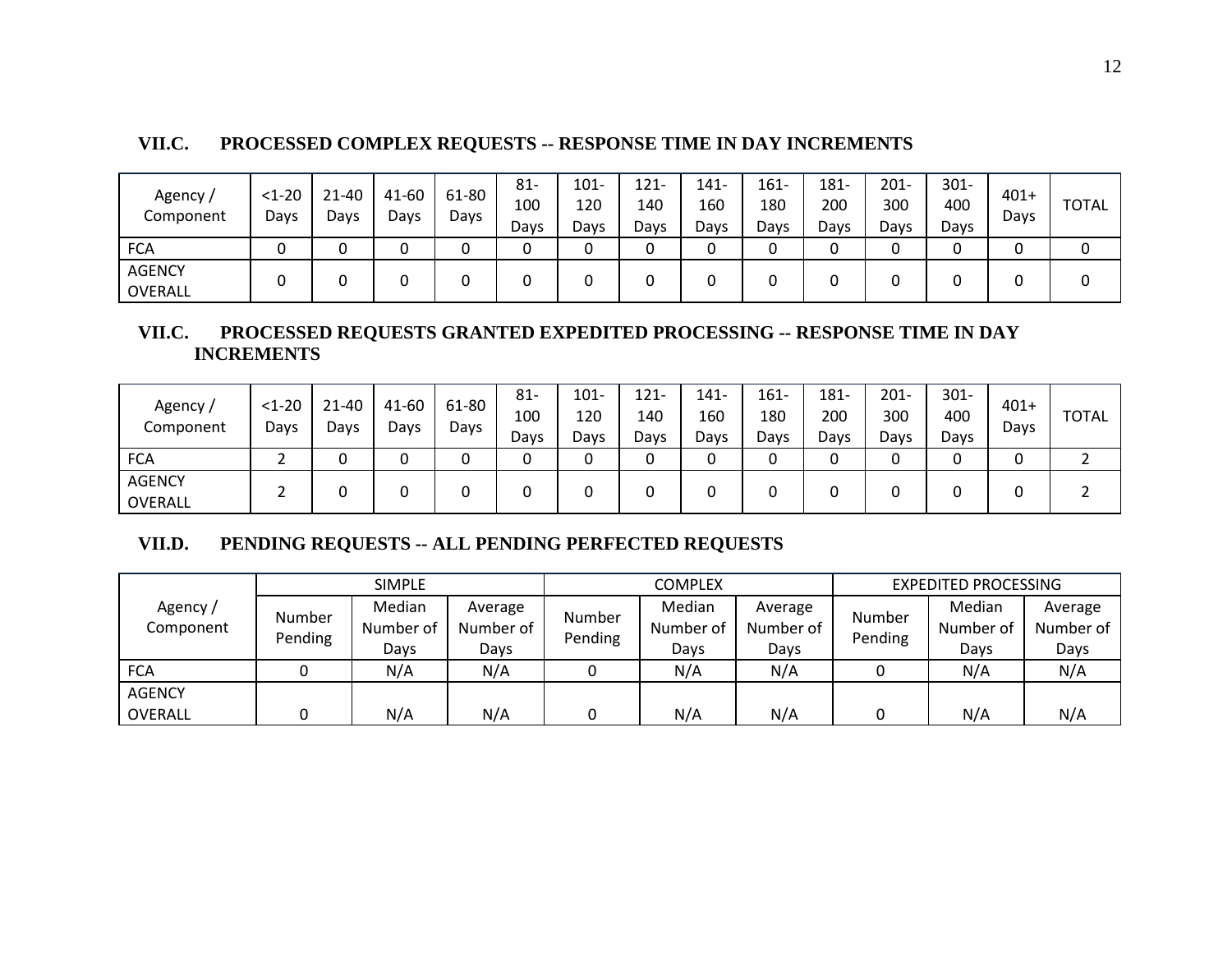### VII.C. PROCESSED COMPLEX REQUESTS -- RESPONSE TIME IN DAY INCREMENTS

| Agency / Component | <1-20 Days | 21-40 Days | 41-60 Days | 61-80 Days | 81-100 Days | 101-120 Days | 121-140 Days | 141-160 Days | 161-180 Days | 181-200 Days | 201-300 Days | 301-400 Days | 401+ Days | TOTAL |
|---|---|---|---|---|---|---|---|---|---|---|---|---|---|---|
| FCA | 0 | 0 | 0 | 0 | 0 | 0 | 0 | 0 | 0 | 0 | 0 | 0 | 0 | 0 |
| AGENCY OVERALL | 0 | 0 | 0 | 0 | 0 | 0 | 0 | 0 | 0 | 0 | 0 | 0 | 0 | 0 |

### VII.C. PROCESSED REQUESTS GRANTED EXPEDITED PROCESSING -- RESPONSE TIME IN DAY INCREMENTS

| Agency / Component | <1-20 Days | 21-40 Days | 41-60 Days | 61-80 Days | 81-100 Days | 101-120 Days | 121-140 Days | 141-160 Days | 161-180 Days | 181-200 Days | 201-300 Days | 301-400 Days | 401+ Days | TOTAL |
|---|---|---|---|---|---|---|---|---|---|---|---|---|---|---|
| FCA | 2 | 0 | 0 | 0 | 0 | 0 | 0 | 0 | 0 | 0 | 0 | 0 | 0 | 2 |
| AGENCY OVERALL | 2 | 0 | 0 | 0 | 0 | 0 | 0 | 0 | 0 | 0 | 0 | 0 | 0 | 2 |

### VII.D. PENDING REQUESTS -- ALL PENDING PERFECTED REQUESTS

| Agency / Component | SIMPLE | | | COMPLEX | | | EXPEDITED PROCESSING | | |
|---|---|---|---|---|---|---|---|---|---|
| | Number Pending | Median Number of Days | Average Number of Days | Number Pending | Median Number of Days | Average Number of Days | Number Pending | Median Number of Days | Average Number of Days |
| FCA | 0 | N/A | N/A | 0 | N/A | N/A | 0 | N/A | N/A |
| AGENCY OVERALL | 0 | N/A | N/A | 0 | N/A | N/A | 0 | N/A | N/A |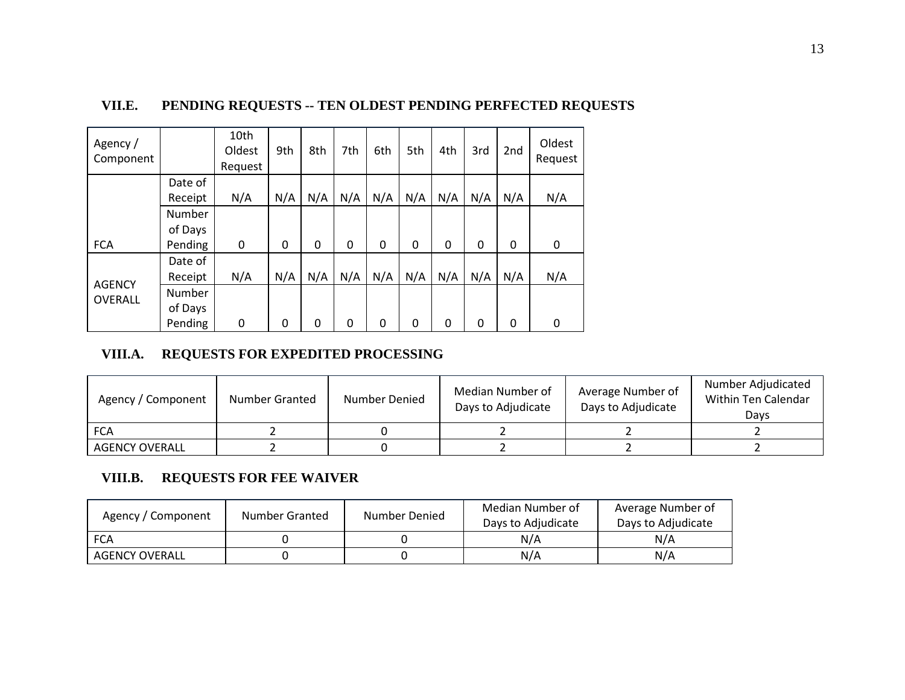### VII.E. PENDING REQUESTS -- TEN OLDEST PENDING PERFECTED REQUESTS

| Agency / Component | | 10th Oldest Request | 9th | 8th | 7th | 6th | 5th | 4th | 3rd | 2nd | Oldest Request |
|---|---|---|---|---|---|---|---|---|---|---|---|
| FCA | Date of Receipt | N/A | N/A | N/A | N/A | N/A | N/A | N/A | N/A | N/A | N/A |
| | Number of Days Pending | 0 | 0 | 0 | 0 | 0 | 0 | 0 | 0 | 0 | 0 |
| AGENCY OVERALL | Date of Receipt | N/A | N/A | N/A | N/A | N/A | N/A | N/A | N/A | N/A | N/A |
| | Number of Days Pending | 0 | 0 | 0 | 0 | 0 | 0 | 0 | 0 | 0 | 0 |

### VIII.A. REQUESTS FOR EXPEDITED PROCESSING

| Agency / Component | Number Granted | Number Denied | Median Number of Days to Adjudicate | Average Number of Days to Adjudicate | Number Adjudicated Within Ten Calendar Days |
|---|---|---|---|---|---|
| FCA | 2 | 0 | 2 | 2 | 2 |
| AGENCY OVERALL | 2 | 0 | 2 | 2 | 2 |

### VIII.B. REQUESTS FOR FEE WAIVER

| Agency / Component | Number Granted | Number Denied | Median Number of Days to Adjudicate | Average Number of Days to Adjudicate |
|---|---|---|---|---|
| FCA | 0 | 0 | N/A | N/A |
| AGENCY OVERALL | 0 | 0 | N/A | N/A |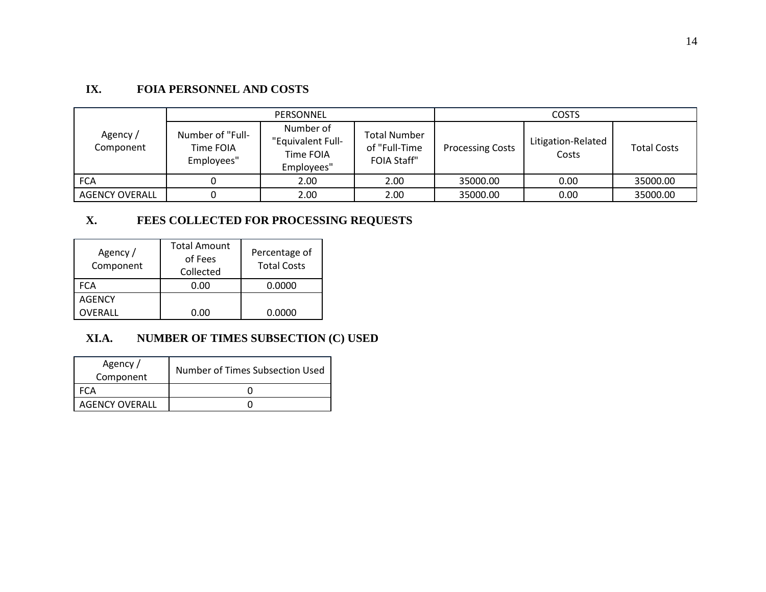## IX. FOIA PERSONNEL AND COSTS

| Agency / Component | PERSONNEL | | | COSTS | | |
|---|---|---|---|---|---|---|
| | Number of "Full-Time FOIA Employees" | Number of "Equivalent Full-Time FOIA Employees" | Total Number of "Full-Time FOIA Staff" | Processing Costs | Litigation-Related Costs | Total Costs |
| FCA | 0 | 2.00 | 2.00 | 35000.00 | 0.00 | 35000.00 |
| AGENCY OVERALL | 0 | 2.00 | 2.00 | 35000.00 | 0.00 | 35000.00 |

## X. FEES COLLECTED FOR PROCESSING REQUESTS

| Agency / Component | Total Amount of Fees Collected | Percentage of Total Costs |
|---|---|---|
| FCA | 0.00 | 0.0000 |
| AGENCY OVERALL | 0.00 | 0.0000 |

## XI.A. NUMBER OF TIMES SUBSECTION (C) USED

| Agency / Component | Number of Times Subsection Used |
|---|---|
| FCA | 0 |
| AGENCY OVERALL | 0 |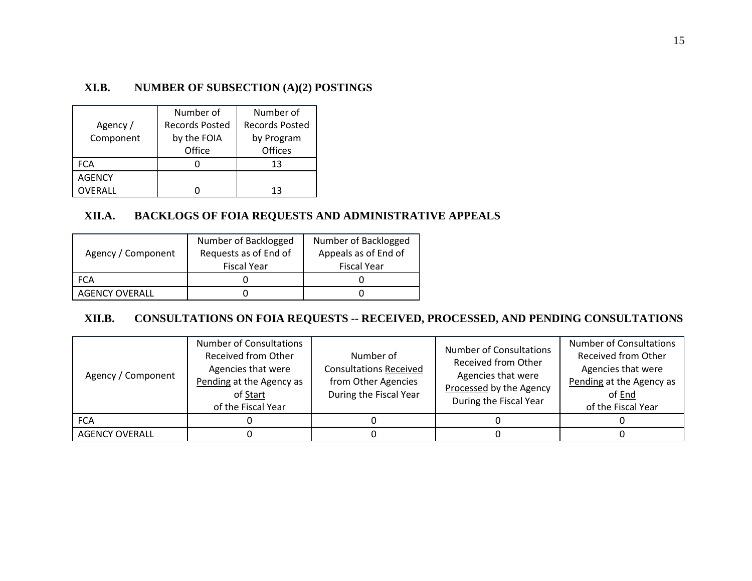### XI.B. NUMBER OF SUBSECTION (A)(2) POSTINGS

| Agency / Component | Number of Records Posted by the FOIA Office | Number of Records Posted by Program Offices |
|---|---|---|
| FCA | 0 | 13 |
| AGENCY OVERALL | 0 | 13 |

### XII.A. BACKLOGS OF FOIA REQUESTS AND ADMINISTRATIVE APPEALS

| Agency / Component | Number of Backlogged Requests as of End of Fiscal Year | Number of Backlogged Appeals as of End of Fiscal Year |
|---|---|---|
| FCA | 0 | 0 |
| AGENCY OVERALL | 0 | 0 |

### XII.B. CONSULTATIONS ON FOIA REQUESTS -- RECEIVED, PROCESSED, AND PENDING CONSULTATIONS

| Agency / Component | Number of Consultations Received from Other Agencies that were Pending at the Agency as of Start of the Fiscal Year | Number of Consultations Received from Other Agencies During the Fiscal Year | Number of Consultations Received from Other Agencies that were Processed by the Agency During the Fiscal Year | Number of Consultations Received from Other Agencies that were Pending at the Agency as of End of the Fiscal Year |
|---|---|---|---|---|
| FCA | 0 | 0 | 0 | 0 |
| AGENCY OVERALL | 0 | 0 | 0 | 0 |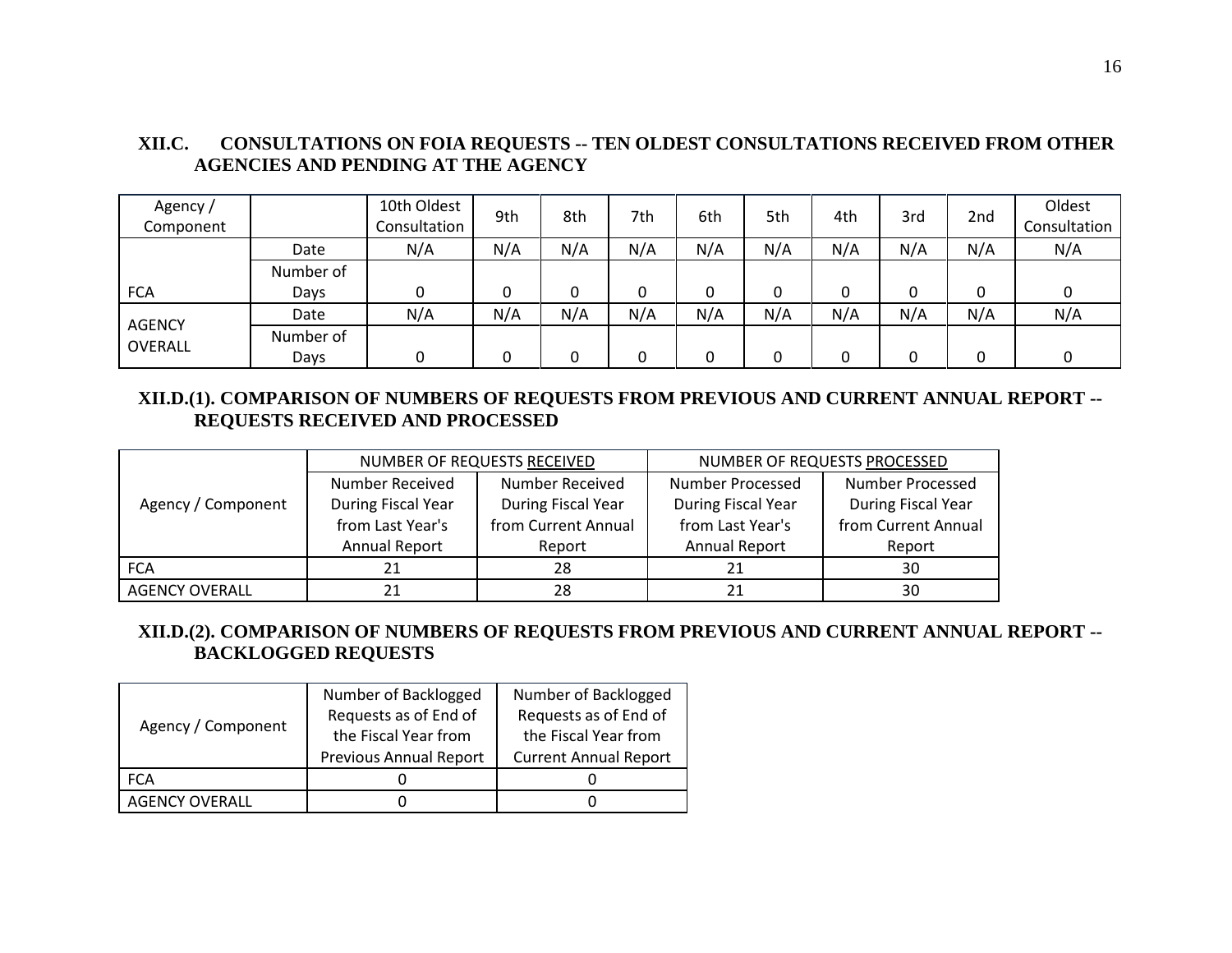### XII.C. CONSULTATIONS ON FOIA REQUESTS -- TEN OLDEST CONSULTATIONS RECEIVED FROM OTHER AGENCIES AND PENDING AT THE AGENCY

| Agency / Component | | 10th Oldest Consultation | 9th | 8th | 7th | 6th | 5th | 4th | 3rd | 2nd | Oldest Consultation |
|---|---|---|---|---|---|---|---|---|---|---|---|
| FCA | Date | N/A | N/A | N/A | N/A | N/A | N/A | N/A | N/A | N/A | N/A |
| | Number of Days | 0 | 0 | 0 | 0 | 0 | 0 | 0 | 0 | 0 | 0 |
| AGENCY OVERALL | Date | N/A | N/A | N/A | N/A | N/A | N/A | N/A | N/A | N/A | N/A |
| | Number of Days | 0 | 0 | 0 | 0 | 0 | 0 | 0 | 0 | 0 | 0 |

### XII.D.(1). COMPARISON OF NUMBERS OF REQUESTS FROM PREVIOUS AND CURRENT ANNUAL REPORT -- REQUESTS RECEIVED AND PROCESSED

| Agency / Component | NUMBER OF REQUESTS RECEIVED | | NUMBER OF REQUESTS PROCESSED | |
|---|---|---|---|---|
| | Number Received During Fiscal Year from Last Year's Annual Report | Number Received During Fiscal Year from Current Annual Report | Number Processed During Fiscal Year from Last Year's Annual Report | Number Processed During Fiscal Year from Current Annual Report |
| FCA | 21 | 28 | 21 | 30 |
| AGENCY OVERALL | 21 | 28 | 21 | 30 |

### XII.D.(2). COMPARISON OF NUMBERS OF REQUESTS FROM PREVIOUS AND CURRENT ANNUAL REPORT -- BACKLOGGED REQUESTS

| Agency / Component | Number of Backlogged Requests as of End of the Fiscal Year from Previous Annual Report | Number of Backlogged Requests as of End of the Fiscal Year from Current Annual Report |
|---|---|---|
| FCA | 0 | 0 |
| AGENCY OVERALL | 0 | 0 |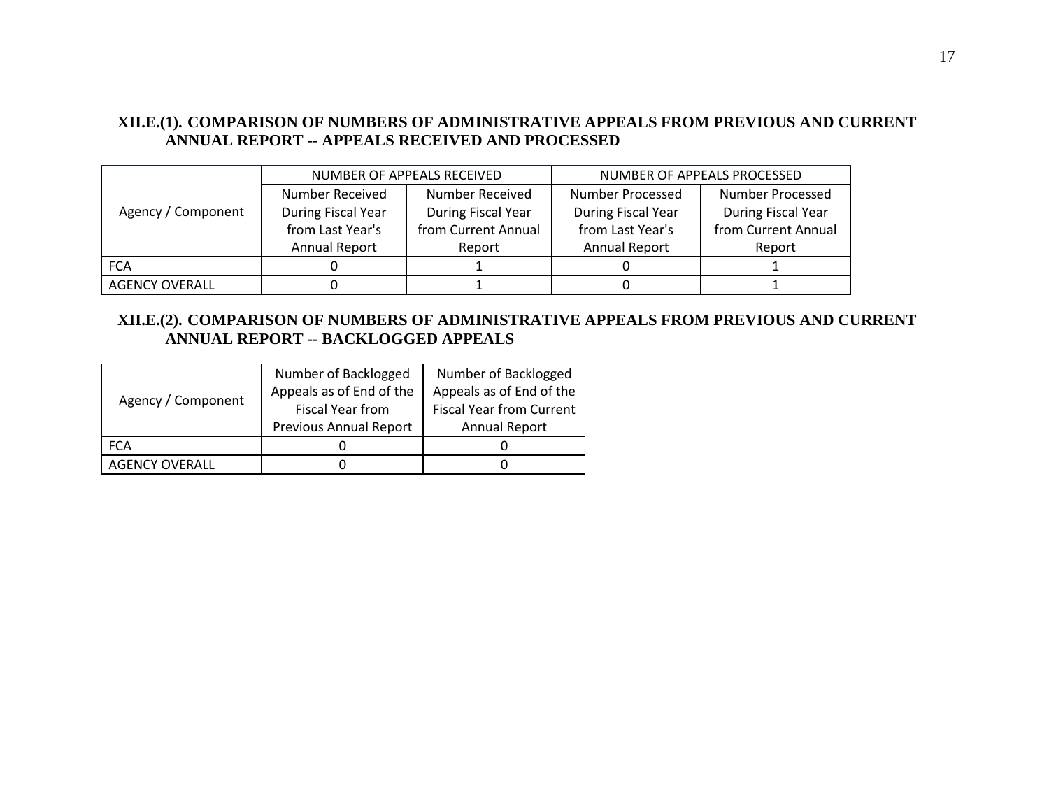### XII.E.(1). COMPARISON OF NUMBERS OF ADMINISTRATIVE APPEALS FROM PREVIOUS AND CURRENT ANNUAL REPORT -- APPEALS RECEIVED AND PROCESSED

| Agency / Component | NUMBER OF APPEALS RECEIVED | | NUMBER OF APPEALS PROCESSED | |
|---|---|---|---|---|
| | Number Received During Fiscal Year from Last Year's Annual Report | Number Received During Fiscal Year from Current Annual Report | Number Processed During Fiscal Year from Last Year's Annual Report | Number Processed During Fiscal Year from Current Annual Report |
| FCA | 0 | 1 | 0 | 1 |
| AGENCY OVERALL | 0 | 1 | 0 | 1 |

### XII.E.(2). COMPARISON OF NUMBERS OF ADMINISTRATIVE APPEALS FROM PREVIOUS AND CURRENT ANNUAL REPORT -- BACKLOGGED APPEALS

| Agency / Component | Number of Backlogged Appeals as of End of the Fiscal Year from Previous Annual Report | Number of Backlogged Appeals as of End of the Fiscal Year from Current Annual Report |
|---|---|---|
| FCA | 0 | 0 |
| AGENCY OVERALL | 0 | 0 |